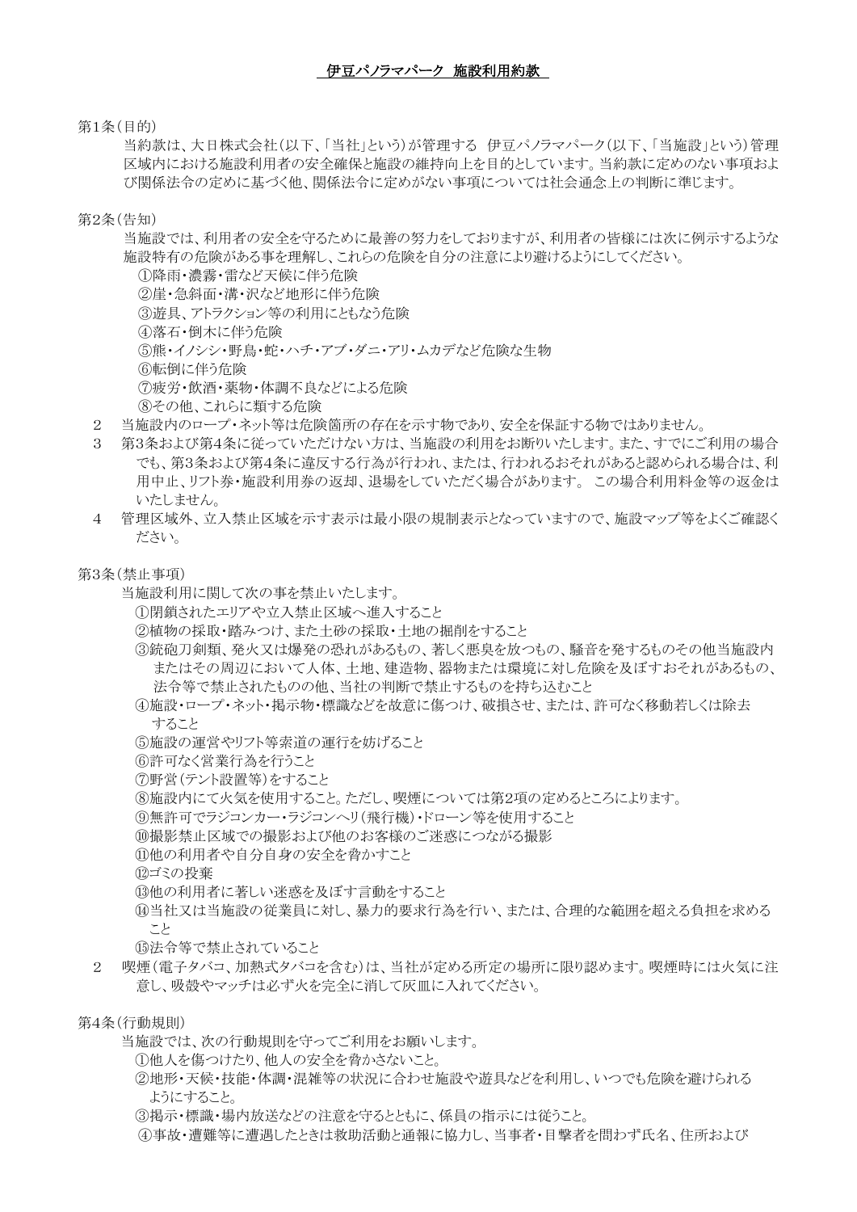# 伊豆パノラマパーク 施設利用約款

第1条(目的)

当約款は、大日株式会社(以下、「当社」という)が管理する 伊豆パノラマパーク(以下、「当施設」という)管理区域内における施設利用者の安全確保と施設の維持向上を目的としています。当約款に定めのない事項および関係法令の定めに基づく他、関係法令に定めがない事項については社会通念上の判断に準じます。

第2条(告知)

当施設では、利用者の安全を守るために最善の努力をしておりますが、利用者の皆様には次に例示するような施設特有の危険がある事を理解し、これらの危険を自分の注意により避けるようにしてください。

①降雨・濃霧・雷など天候に伴う危険
②崖・急斜面・溝・沢など地形に伴う危険
③遊具、アトラクション等の利用にともなう危険
④落石・倒木に伴う危険
⑤熊・イノシシ・野鳥・蛇・ハチ・アブ・ダニ・アリ・ムカデなど危険な生物
⑥転倒に伴う危険
⑦疲労・飲酒・薬物・体調不良などによる危険
⑧その他、これらに類する危険

2 当施設内のロープ・ネット等は危険箇所の存在を示す物であり、安全を保証する物ではありません。

3 第3条および第4条に従っていただけない方は、当施設の利用をお断りいたします。また、すでにご利用の場合でも、第3条および第4条に違反する行為が行われ、または、行われるおそれがあると認められる場合は、利用中止、リフト券・施設利用券の返却、退場をしていただく場合があります。 この場合利用料金等の返金はいたしません。

4 管理区域外、立入禁止区域を示す表示は最小限の規制表示となっていますので、施設マップ等をよくご確認ください。

第3条(禁止事項)

当施設利用に関して次の事を禁止いたします。

①閉鎖されたエリアや立入禁止区域へ進入すること
②植物の採取・踏みつけ、また土砂の採取・土地の掘削をすること
③銃砲刀剣類、発火又は爆発の恐れがあるもの、著しく悪臭を放つもの、騒音を発するものその他当施設内またはその周辺において人体、土地、建造物、器物または環境に対し危険を及ぼすおそれがあるもの、法令等で禁止されたものの他、当社の判断で禁止するものを持ち込むこと
④施設・ロープ・ネット・掲示物・標識などを故意に傷つけ、破損させ、または、許可なく移動若しくは除去すること
⑤施設の運営やリフト等索道の運行を妨げること
⑥許可なく営業行為を行うこと
⑦野営(テント設置等)をすること
⑧施設内にて火気を使用すること。ただし、喫煙については第2項の定めるところによります。
⑨無許可でラジコンカー・ラジコンヘリ(飛行機)・ドローン等を使用すること
⑩撮影禁止区域での撮影および他のお客様のご迷惑につながる撮影
⑪他の利用者や自分自身の安全を脅かすこと
⑫ゴミの投棄
⑬他の利用者に著しい迷惑を及ぼす言動をすること
⑭当社又は当施設の従業員に対し、暴力的要求行為を行い、または、合理的な範囲を超える負担を求めること
⑮法令等で禁止されていること

2 喫煙(電子タバコ、加熱式タバコを含む)は、当社が定める所定の場所に限り認めます。喫煙時には火気に注意し、吸殻やマッチは必ず火を完全に消して灰皿に入れてください。

第4条(行動規則)

当施設では、次の行動規則を守ってご利用をお願いします。

①他人を傷つけたり、他人の安全を脅かさないこと。
②地形・天候・技能・体調・混雑等の状況に合わせ施設や遊具などを利用し、いつでも危険を避けられるようにすること。
③掲示・標識・場内放送などの注意を守るとともに、係員の指示には従うこと。
④事故・遭難等に遭遇したときは救助活動と通報に協力し、当事者・目撃者を問わず氏名、住所および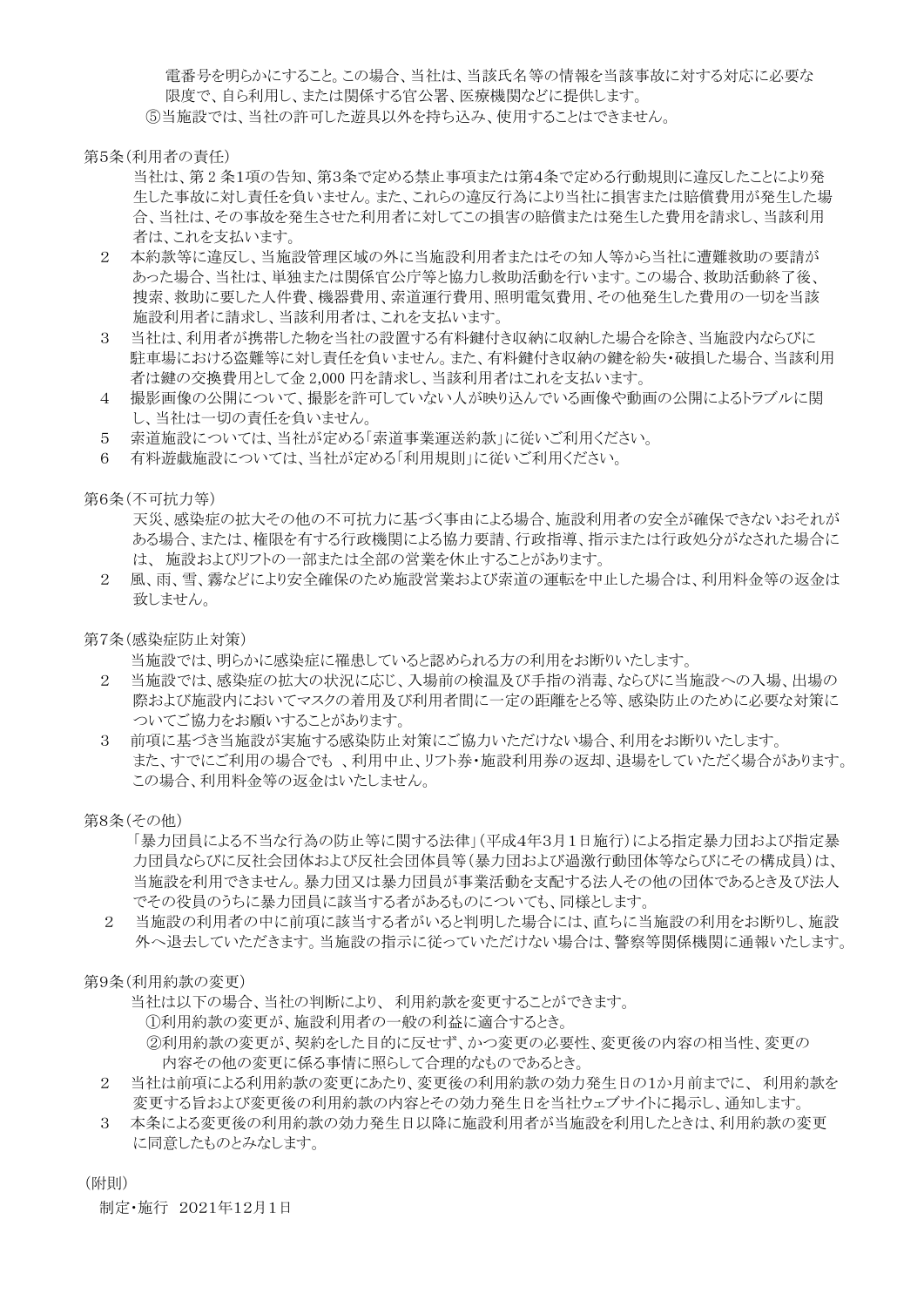電番号を明らかにすること。この場合、当社は、当該氏名等の情報を当該事故に対する対応に必要な限度で、自ら利用し、または関係する官公署、医療機関などに提供します。

⑤当施設では、当社の許可した遊具以外を持ち込み、使用することはできません。

第5条(利用者の責任)

当社は、第 2 条1項の告知、第3条で定める禁止事項または第4条で定める行動規則に違反したことにより発生した事故に対し責任を負いません。また、これらの違反行為により当社に損害または賠償費用が発生した場合、当社は、その事故を発生させた利用者に対してこの損害の賠償または発生した費用を請求し、当該利用者は、これを支払います。

2　本約款等に違反し、当施設管理区域の外に当施設利用者またはその知人等から当社に遭難救助の要請があった場合、当社は、単独または関係官公庁等と協力し救助活動を行います。この場合、救助活動終了後、捜索、救助に要した人件費、機器費用、索道運行費用、照明電気費用、その他発生した費用の一切を当該施設利用者に請求し、当該利用者は、これを支払います。

3　当社は、利用者が携帯した物を当社の設置する有料鍵付き収納に収納した場合を除き、当施設内ならびに駐車場における盗難等に対し責任を負いません。また、有料鍵付き収納の鍵を紛失・破損した場合、当該利用者は鍵の交換費用として金 2,000 円を請求し、当該利用者はこれを支払います。

4　撮影画像の公開について、撮影を許可していない人が映り込んでいる画像や動画の公開によるトラブルに関し、当社は一切の責任を負いません。

5　索道施設については、当社が定める「索道事業運送約款」に従いご利用ください。

6　有料遊戯施設については、当社が定める「利用規則」に従いご利用ください。

第6条(不可抗力等)

天災、感染症の拡大その他の不可抗力に基づく事由による場合、施設利用者の安全が確保できないおそれがある場合、または、権限を有する行政機関による協力要請、行政指導、指示または行政処分がなされた場合には、 施設およびリフトの一部または全部の営業を休止することがあります。

2　風、雨、雪、霧などにより安全確保のため施設営業および索道の運転を中止した場合は、利用料金等の返金は致しません。

第7条(感染症防止対策)

当施設では、明らかに感染症に罹患していると認められる方の利用をお断りいたします。

2　当施設では、感染症の拡大の状況に応じ、入場前の検温及び手指の消毒、ならびに当施設への入場、出場の際および施設内においてマスクの着用及び利用者間に一定の距離をとる等、感染防止のために必要な対策についてご協力をお願いすることがあります。

3　前項に基づき当施設が実施する感染防止対策にご協力いただけない場合、利用をお断りいたします。また、すでにご利用の場合でも 、利用中止、リフト券・施設利用券の返却、退場をしていただく場合があります。この場合、利用料金等の返金はいたしません。

第8条(その他)

「暴力団員による不当な行為の防止等に関する法律」(平成4年3月1日施行)による指定暴力団および指定暴力団員ならびに反社会団体および反社会団体員等(暴力団および過激行動団体等ならびにその構成員)は、当施設を利用できません。暴力団又は暴力団員が事業活動を支配する法人その他の団体であるとき及び法人でその役員のうちに暴力団員に該当する者があるものについても、同様とします。

2　当施設の利用者の中に前項に該当する者がいると判明した場合には、直ちに当施設の利用をお断りし、施設外へ退去していただきます。当施設の指示に従っていただけない場合は、警察等関係機関に通報いたします。

第9条(利用約款の変更)

当社は以下の場合、当社の判断により、 利用約款を変更することができます。

①利用約款の変更が、施設利用者の一般の利益に適合するとき。

②利用約款の変更が、契約をした目的に反せず、かつ変更の必要性、変更後の内容の相当性、変更の内容その他の変更に係る事情に照らして合理的なものであるとき。

2　当社は前項による利用約款の変更にあたり、変更後の利用約款の効力発生日の1か月前までに、 利用約款を変更する旨および変更後の利用約款の内容とその効力発生日を当社ウェブサイトに掲示し、通知します。

3　本条による変更後の利用約款の効力発生日以降に施設利用者が当施設を利用したときは、利用約款の変更に同意したものとみなします。

(附則)

制定・施行　2021年12月1日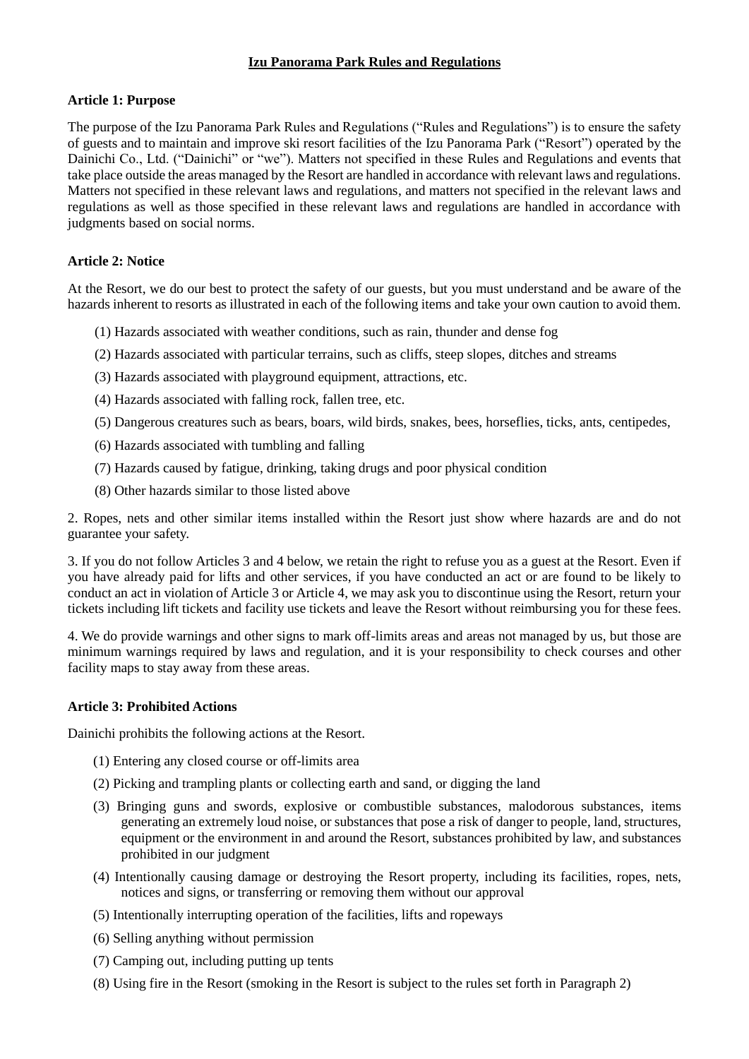**Izu Panorama Park Rules and Regulations**

**Article 1: Purpose**

The purpose of the Izu Panorama Park Rules and Regulations ("Rules and Regulations") is to ensure the safety of guests and to maintain and improve ski resort facilities of the Izu Panorama Park ("Resort") operated by the Dainichi Co., Ltd. ("Dainichi" or "we"). Matters not specified in these Rules and Regulations and events that take place outside the areas managed by the Resort are handled in accordance with relevant laws and regulations. Matters not specified in these relevant laws and regulations, and matters not specified in the relevant laws and regulations as well as those specified in these relevant laws and regulations are handled in accordance with judgments based on social norms.

**Article 2: Notice**

At the Resort, we do our best to protect the safety of our guests, but you must understand and be aware of the hazards inherent to resorts as illustrated in each of the following items and take your own caution to avoid them.

(1) Hazards associated with weather conditions, such as rain, thunder and dense fog

(2) Hazards associated with particular terrains, such as cliffs, steep slopes, ditches and streams

(3) Hazards associated with playground equipment, attractions, etc.

(4) Hazards associated with falling rock, fallen tree, etc.

(5) Dangerous creatures such as bears, boars, wild birds, snakes, bees, horseflies, ticks, ants, centipedes,

(6) Hazards associated with tumbling and falling

(7) Hazards caused by fatigue, drinking, taking drugs and poor physical condition

(8) Other hazards similar to those listed above

2. Ropes, nets and other similar items installed within the Resort just show where hazards are and do not guarantee your safety.

3. If you do not follow Articles 3 and 4 below, we retain the right to refuse you as a guest at the Resort. Even if you have already paid for lifts and other services, if you have conducted an act or are found to be likely to conduct an act in violation of Article 3 or Article 4, we may ask you to discontinue using the Resort, return your tickets including lift tickets and facility use tickets and leave the Resort without reimbursing you for these fees.

4. We do provide warnings and other signs to mark off-limits areas and areas not managed by us, but those are minimum warnings required by laws and regulation, and it is your responsibility to check courses and other facility maps to stay away from these areas.

**Article 3: Prohibited Actions**

Dainichi prohibits the following actions at the Resort.

(1) Entering any closed course or off-limits area

(2) Picking and trampling plants or collecting earth and sand, or digging the land

(3) Bringing guns and swords, explosive or combustible substances, malodorous substances, items generating an extremely loud noise, or substances that pose a risk of danger to people, land, structures, equipment or the environment in and around the Resort, substances prohibited by law, and substances prohibited in our judgment

(4) Intentionally causing damage or destroying the Resort property, including its facilities, ropes, nets, notices and signs, or transferring or removing them without our approval

(5) Intentionally interrupting operation of the facilities, lifts and ropeways

(6) Selling anything without permission

(7) Camping out, including putting up tents

(8) Using fire in the Resort (smoking in the Resort is subject to the rules set forth in Paragraph 2)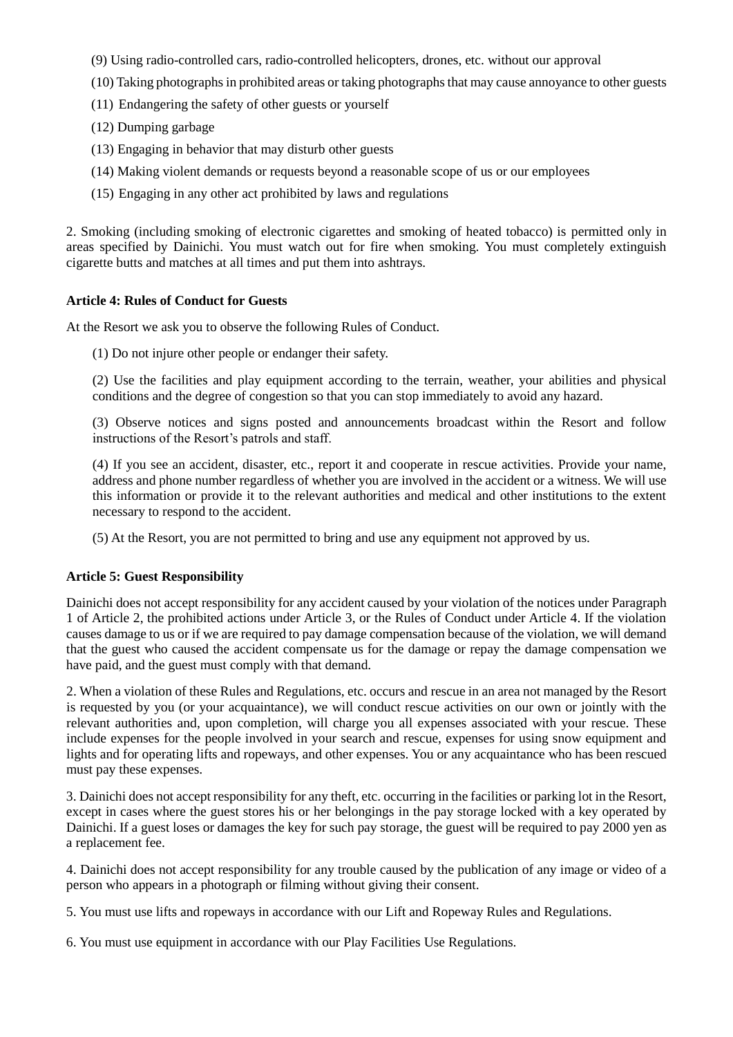(9) Using radio-controlled cars, radio-controlled helicopters, drones, etc. without our approval

(10) Taking photographs in prohibited areas or taking photographs that may cause annoyance to other guests

(11) Endangering the safety of other guests or yourself

(12) Dumping garbage

(13) Engaging in behavior that may disturb other guests

(14) Making violent demands or requests beyond a reasonable scope of us or our employees

(15) Engaging in any other act prohibited by laws and regulations

2. Smoking (including smoking of electronic cigarettes and smoking of heated tobacco) is permitted only in areas specified by Dainichi. You must watch out for fire when smoking. You must completely extinguish cigarette butts and matches at all times and put them into ashtrays.

**Article 4: Rules of Conduct for Guests**

At the Resort we ask you to observe the following Rules of Conduct.

(1) Do not injure other people or endanger their safety.

(2) Use the facilities and play equipment according to the terrain, weather, your abilities and physical conditions and the degree of congestion so that you can stop immediately to avoid any hazard.

(3) Observe notices and signs posted and announcements broadcast within the Resort and follow instructions of the Resort's patrols and staff.

(4) If you see an accident, disaster, etc., report it and cooperate in rescue activities. Provide your name, address and phone number regardless of whether you are involved in the accident or a witness. We will use this information or provide it to the relevant authorities and medical and other institutions to the extent necessary to respond to the accident.

(5) At the Resort, you are not permitted to bring and use any equipment not approved by us.

**Article 5: Guest Responsibility**

Dainichi does not accept responsibility for any accident caused by your violation of the notices under Paragraph 1 of Article 2, the prohibited actions under Article 3, or the Rules of Conduct under Article 4. If the violation causes damage to us or if we are required to pay damage compensation because of the violation, we will demand that the guest who caused the accident compensate us for the damage or repay the damage compensation we have paid, and the guest must comply with that demand.

2. When a violation of these Rules and Regulations, etc. occurs and rescue in an area not managed by the Resort is requested by you (or your acquaintance), we will conduct rescue activities on our own or jointly with the relevant authorities and, upon completion, will charge you all expenses associated with your rescue. These include expenses for the people involved in your search and rescue, expenses for using snow equipment and lights and for operating lifts and ropeways, and other expenses. You or any acquaintance who has been rescued must pay these expenses.

3. Dainichi does not accept responsibility for any theft, etc. occurring in the facilities or parking lot in the Resort, except in cases where the guest stores his or her belongings in the pay storage locked with a key operated by Dainichi. If a guest loses or damages the key for such pay storage, the guest will be required to pay 2000 yen as a replacement fee.

4. Dainichi does not accept responsibility for any trouble caused by the publication of any image or video of a person who appears in a photograph or filming without giving their consent.

5. You must use lifts and ropeways in accordance with our Lift and Ropeway Rules and Regulations.

6. You must use equipment in accordance with our Play Facilities Use Regulations.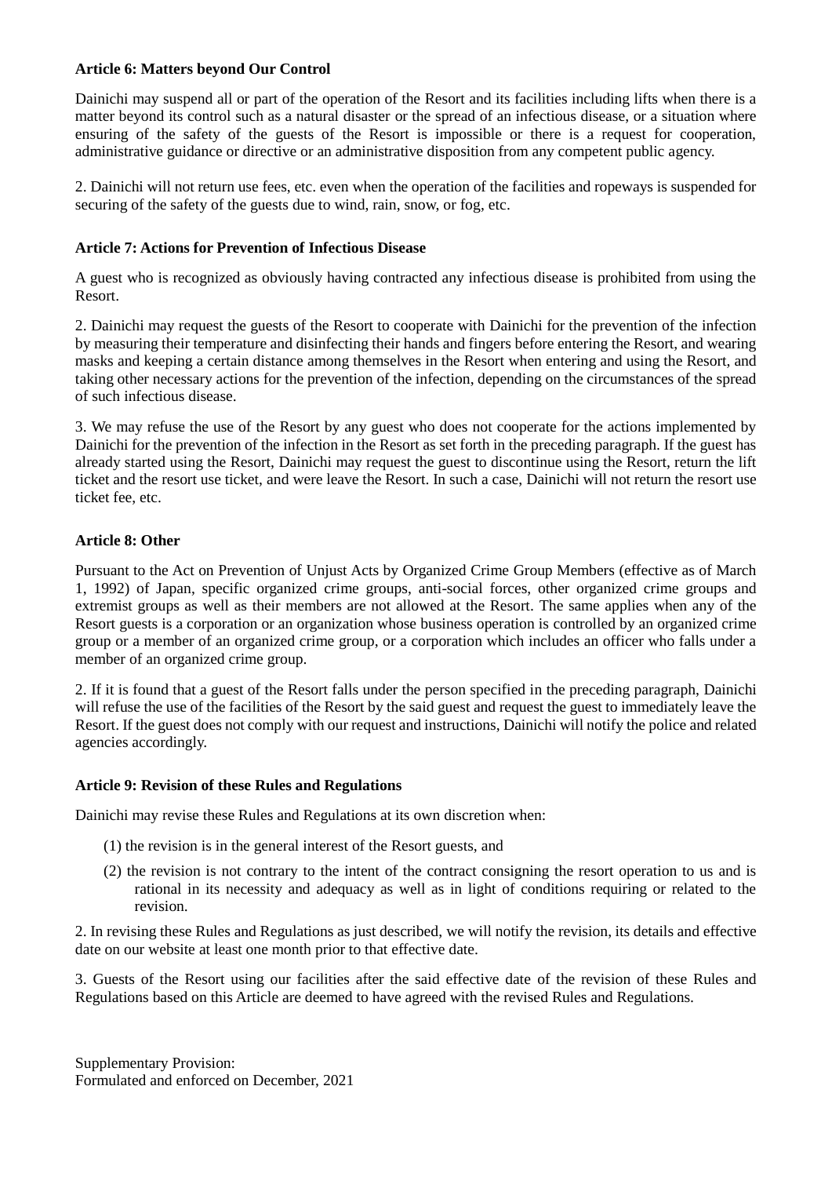**Article 6: Matters beyond Our Control**

Dainichi may suspend all or part of the operation of the Resort and its facilities including lifts when there is a matter beyond its control such as a natural disaster or the spread of an infectious disease, or a situation where ensuring of the safety of the guests of the Resort is impossible or there is a request for cooperation, administrative guidance or directive or an administrative disposition from any competent public agency.

2. Dainichi will not return use fees, etc. even when the operation of the facilities and ropeways is suspended for securing of the safety of the guests due to wind, rain, snow, or fog, etc.

**Article 7: Actions for Prevention of Infectious Disease**

A guest who is recognized as obviously having contracted any infectious disease is prohibited from using the Resort.

2. Dainichi may request the guests of the Resort to cooperate with Dainichi for the prevention of the infection by measuring their temperature and disinfecting their hands and fingers before entering the Resort, and wearing masks and keeping a certain distance among themselves in the Resort when entering and using the Resort, and taking other necessary actions for the prevention of the infection, depending on the circumstances of the spread of such infectious disease.

3. We may refuse the use of the Resort by any guest who does not cooperate for the actions implemented by Dainichi for the prevention of the infection in the Resort as set forth in the preceding paragraph. If the guest has already started using the Resort, Dainichi may request the guest to discontinue using the Resort, return the lift ticket and the resort use ticket, and were leave the Resort. In such a case, Dainichi will not return the resort use ticket fee, etc.

**Article 8: Other**

Pursuant to the Act on Prevention of Unjust Acts by Organized Crime Group Members (effective as of March 1, 1992) of Japan, specific organized crime groups, anti-social forces, other organized crime groups and extremist groups as well as their members are not allowed at the Resort. The same applies when any of the Resort guests is a corporation or an organization whose business operation is controlled by an organized crime group or a member of an organized crime group, or a corporation which includes an officer who falls under a member of an organized crime group.

2. If it is found that a guest of the Resort falls under the person specified in the preceding paragraph, Dainichi will refuse the use of the facilities of the Resort by the said guest and request the guest to immediately leave the Resort. If the guest does not comply with our request and instructions, Dainichi will notify the police and related agencies accordingly.

**Article 9: Revision of these Rules and Regulations**

Dainichi may revise these Rules and Regulations at its own discretion when:

(1) the revision is in the general interest of the Resort guests, and

(2) the revision is not contrary to the intent of the contract consigning the resort operation to us and is rational in its necessity and adequacy as well as in light of conditions requiring or related to the revision.

2. In revising these Rules and Regulations as just described, we will notify the revision, its details and effective date on our website at least one month prior to that effective date.

3. Guests of the Resort using our facilities after the said effective date of the revision of these Rules and Regulations based on this Article are deemed to have agreed with the revised Rules and Regulations.

Supplementary Provision:
Formulated and enforced on December, 2021